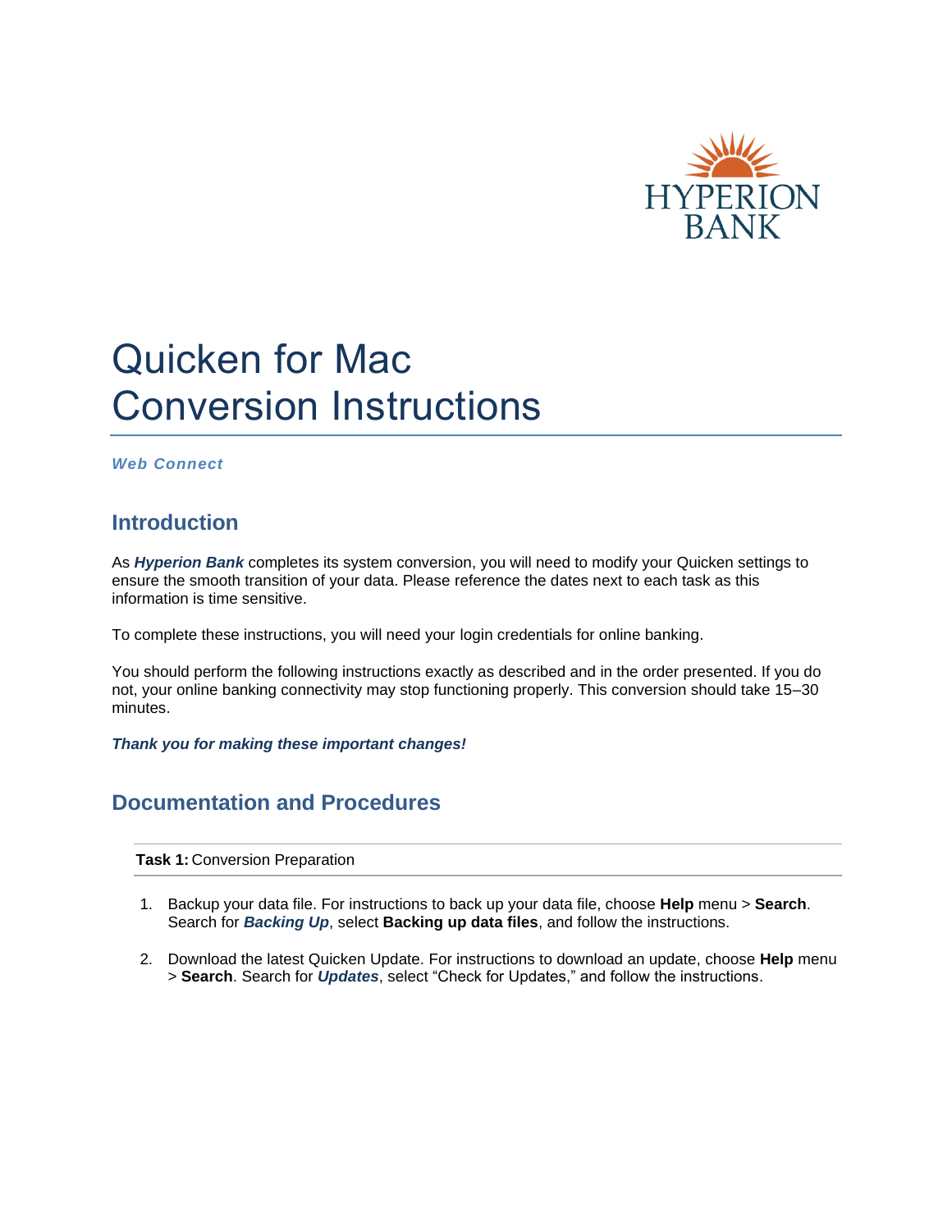# Quicken for Mac Conversion Instructions

***Web Connect***

## Introduction

As ***Hyperion Bank*** completes its system conversion, you will need to modify your Quicken settings to ensure the smooth transition of your data. Please reference the dates next to each task as this information is time sensitive.

To complete these instructions, you will need your login credentials for online banking.

You should perform the following instructions exactly as described and in the order presented. If you do not, your online banking connectivity may stop functioning properly. This conversion should take 15–30 minutes.

***Thank you for making these important changes!***

## Documentation and Procedures

**Task 1:** Conversion Preparation

1. Backup your data file. For instructions to back up your data file, choose **Help** menu > **Search**. Search for ***Backing Up***, select **Backing up data files**, and follow the instructions.

2. Download the latest Quicken Update. For instructions to download an update, choose **Help** menu > **Search**. Search for ***Updates***, select "Check for Updates," and follow the instructions.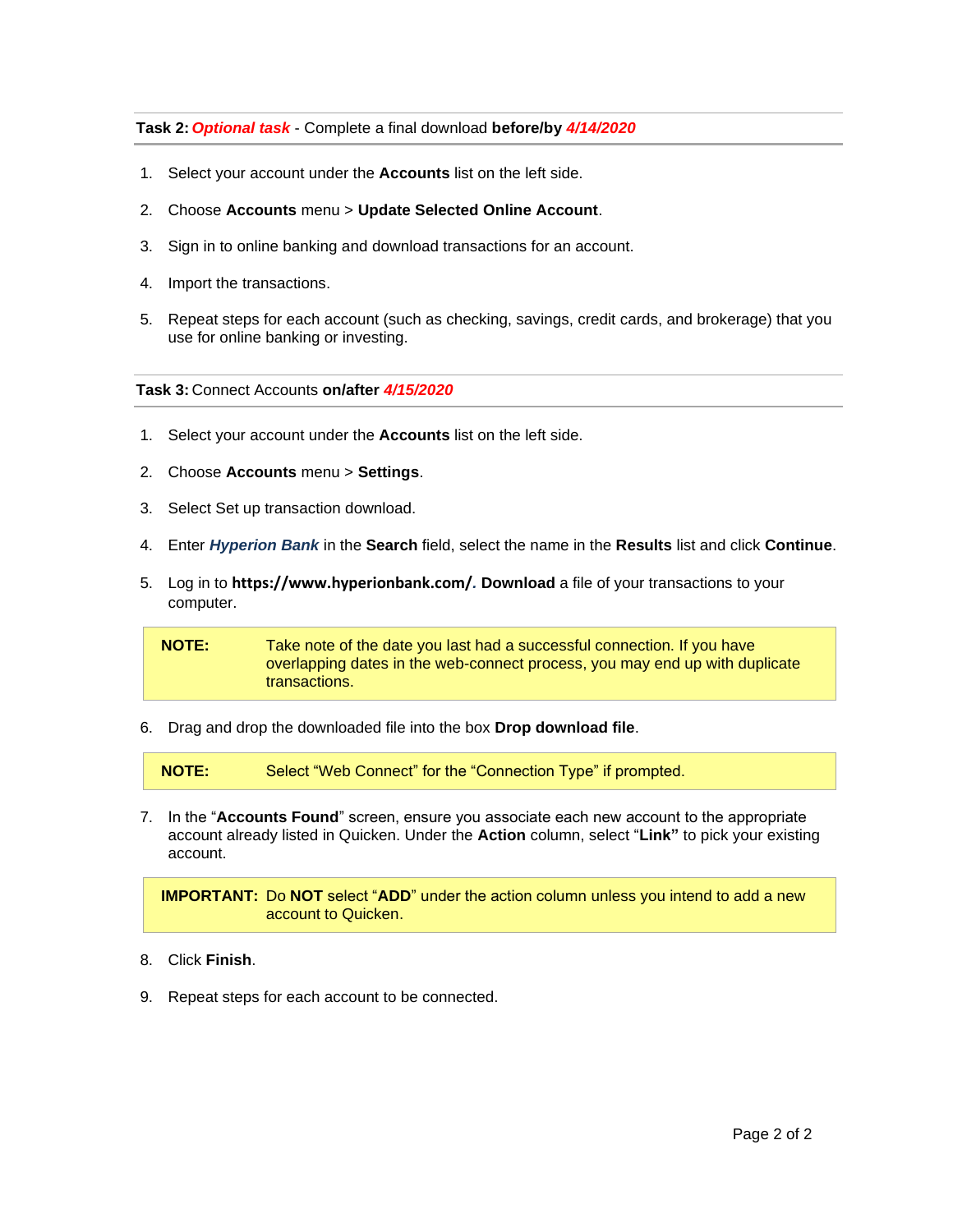**Task 2:** ***Optional task*** - Complete a final download **before/by** ***4/14/2020***

1. Select your account under the **Accounts** list on the left side.
2. Choose **Accounts** menu > **Update Selected Online Account**.
3. Sign in to online banking and download transactions for an account.
4. Import the transactions.
5. Repeat steps for each account (such as checking, savings, credit cards, and brokerage) that you use for online banking or investing.

**Task 3:** Connect Accounts **on/after** ***4/15/2020***

1. Select your account under the **Accounts** list on the left side.
2. Choose **Accounts** menu > **Settings**.
3. Select Set up transaction download.
4. Enter ***Hyperion Bank*** in the **Search** field, select the name in the **Results** list and click **Continue**.
5. Log in to **https://www.hyperionbank.com/**. **Download** a file of your transactions to your computer.

| | |
|---|---|
| **NOTE:** | Take note of the date you last had a successful connection. If you have overlapping dates in the web-connect process, you may end up with duplicate transactions. |

6. Drag and drop the downloaded file into the box **Drop download file**.

| | |
|---|---|
| **NOTE:** | Select “Web Connect” for the “Connection Type” if prompted. |

7. In the “**Accounts Found**” screen, ensure you associate each new account to the appropriate account already listed in Quicken. Under the **Action** column, select “**Link”** to pick your existing account.

| | |
|---|---|
| **IMPORTANT:** | Do **NOT** select “**ADD**” under the action column unless you intend to add a new account to Quicken. |

8. Click **Finish**.
9. Repeat steps for each account to be connected.